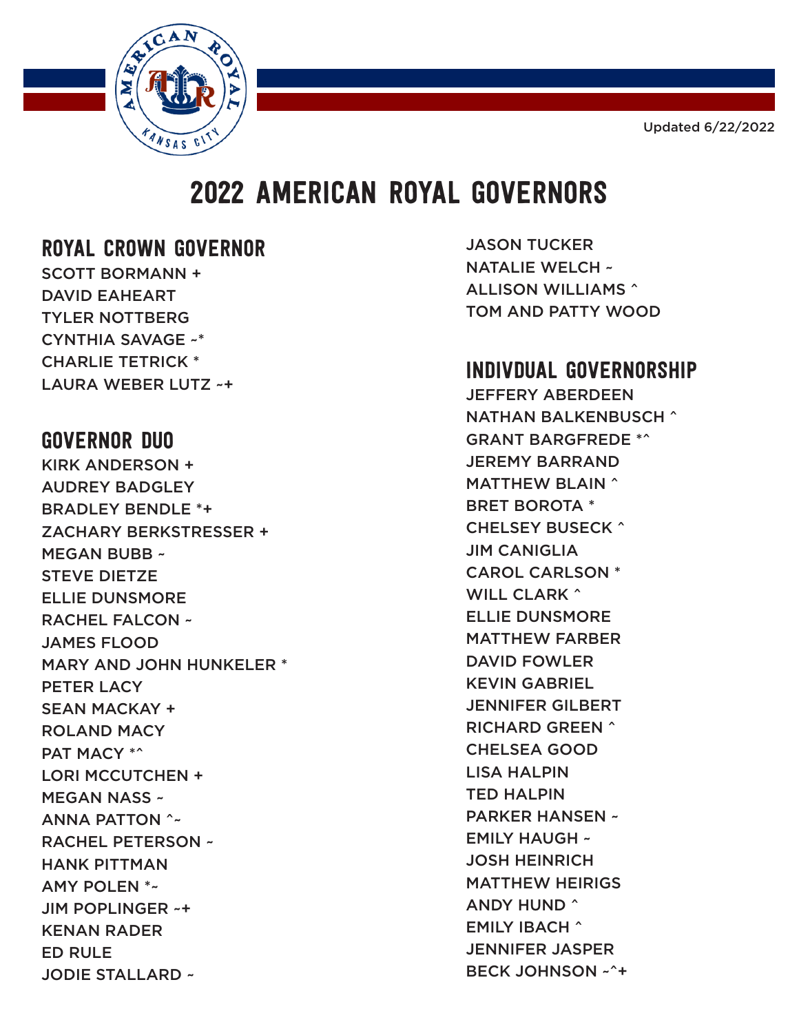Updated 6/22/2022

# 2022 AMERICAN ROYAL GOVERNORS

## ROYAL CROWN GOVERNOR

SCOTT BORMANN +
DAVID EAHEART
TYLER NOTTBERG
CYNTHIA SAVAGE ~*
CHARLIE TETRICK *
LAURA WEBER LUTZ ~+

## GOVERNOR DUO

KIRK ANDERSON +
AUDREY BADGLEY
BRADLEY BENDLE *+
ZACHARY BERKSTRESSER +
MEGAN BUBB ~
STEVE DIETZE
ELLIE DUNSMORE
RACHEL FALCON ~
JAMES FLOOD
MARY AND JOHN HUNKELER *
PETER LACY
SEAN MACKAY +
ROLAND MACY
PAT MACY *^
LORI MCCUTCHEN +
MEGAN NASS ~
ANNA PATTON ^~
RACHEL PETERSON ~
HANK PITTMAN
AMY POLEN *~
JIM POPLINGER ~+
KENAN RADER
ED RULE
JODIE STALLARD ~
JASON TUCKER
NATALIE WELCH ~
ALLISON WILLIAMS ^
TOM AND PATTY WOOD

## INDIVDUAL GOVERNORSHIP

JEFFERY ABERDEEN
NATHAN BALKENBUSCH ^
GRANT BARGFREDE *^
JEREMY BARRAND
MATTHEW BLAIN ^
BRET BOROTA *
CHELSEY BUSECK ^
JIM CANIGLIA
CAROL CARLSON *
WILL CLARK ^
ELLIE DUNSMORE
MATTHEW FARBER
DAVID FOWLER
KEVIN GABRIEL
JENNIFER GILBERT
RICHARD GREEN ^
CHELSEA GOOD
LISA HALPIN
TED HALPIN
PARKER HANSEN ~
EMILY HAUGH ~
JOSH HEINRICH
MATTHEW HEIRIGS
ANDY HUND ^
EMILY IBACH ^
JENNIFER JASPER
BECK JOHNSON ~^+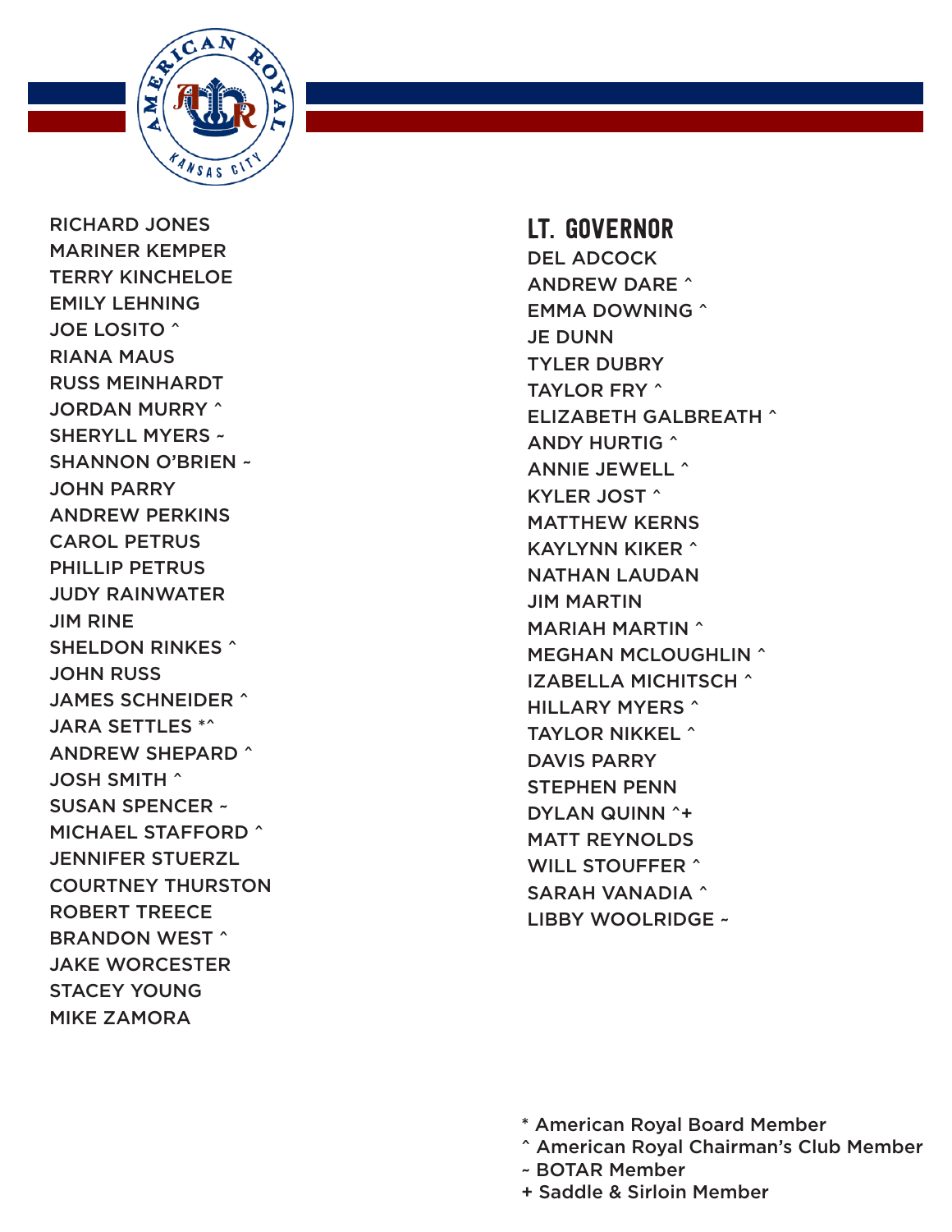RICHARD JONES
MARINER KEMPER
TERRY KINCHELOE
EMILY LEHNING
JOE LOSITO ^
RIANA MAUS
RUSS MEINHARDT
JORDAN MURRY ^
SHERYLL MYERS ~
SHANNON O'BRIEN ~
JOHN PARRY
ANDREW PERKINS
CAROL PETRUS
PHILLIP PETRUS
JUDY RAINWATER
JIM RINE
SHELDON RINKES ^
JOHN RUSS
JAMES SCHNEIDER ^
JARA SETTLES *^
ANDREW SHEPARD ^
JOSH SMITH ^
SUSAN SPENCER ~
MICHAEL STAFFORD ^
JENNIFER STUERZL
COURTNEY THURSTON
ROBERT TREECE
BRANDON WEST ^
JAKE WORCESTER
STACEY YOUNG
MIKE ZAMORA

## LT. GOVERNOR

DEL ADCOCK
ANDREW DARE ^
EMMA DOWNING ^
JE DUNN
TYLER DUBRY
TAYLOR FRY ^
ELIZABETH GALBREATH ^
ANDY HURTIG ^
ANNIE JEWELL ^
KYLER JOST ^
MATTHEW KERNS
KAYLYNN KIKER ^
NATHAN LAUDAN
JIM MARTIN
MARIAH MARTIN ^
MEGHAN MCLOUGHLIN ^
IZABELLA MICHITSCH ^
HILLARY MYERS ^
TAYLOR NIKKEL ^
DAVIS PARRY
STEPHEN PENN
DYLAN QUINN ^+
MATT REYNOLDS
WILL STOUFFER ^
SARAH VANADIA ^
LIBBY WOOLRIDGE ~

\* American Royal Board Member
^ American Royal Chairman's Club Member
~ BOTAR Member
+ Saddle & Sirloin Member